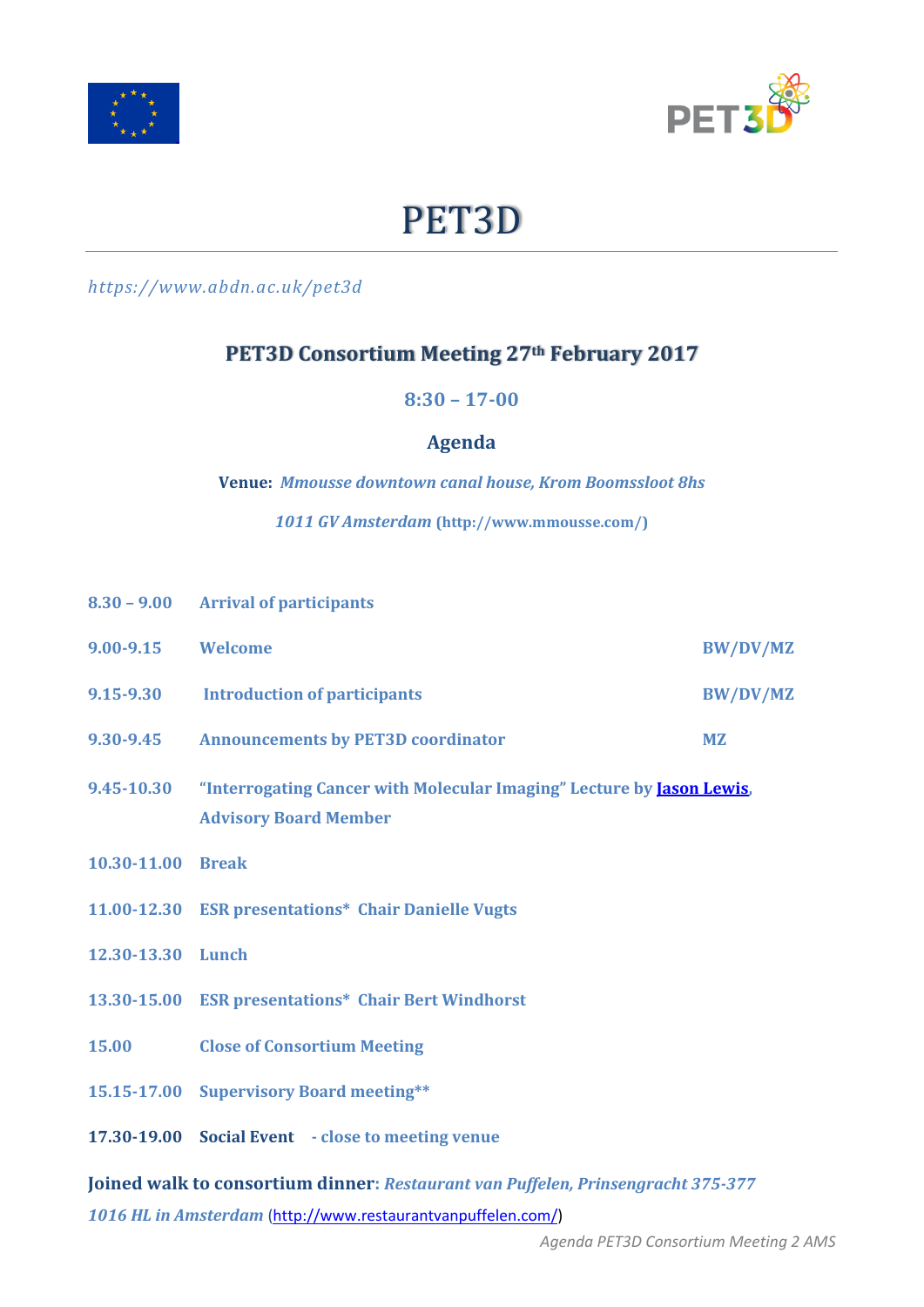# PET3D

*https://www.abdn.ac.uk/pet3d*

## PET3D Consortium Meeting 27th February 2017

### 8:30 – 17-00

### Agenda

**Venue:** *Mmousse downtown canal house, Krom Boomssloot 8hs*

*1011 GV Amsterdam* (http://www.mmousse.com/)

| | | |
|---|---|---|
| **8.30 – 9.00** | **Arrival of participants** | |
| **9.00-9.15** | **Welcome** | **BW/DV/MZ** |
| **9.15-9.30** | **Introduction of participants** | **BW/DV/MZ** |
| **9.30-9.45** | **Announcements by PET3D coordinator** | **MZ** |
| **9.45-10.30** | **"Interrogating Cancer with Molecular Imaging" Lecture by Jason Lewis, Advisory Board Member** | |
| **10.30-11.00** | **Break** | |
| **11.00-12.30** | **ESR presentations* Chair Danielle Vugts** | |
| **12.30-13.30** | **Lunch** | |
| **13.30-15.00** | **ESR presentations* Chair Bert Windhorst** | |
| **15.00** | **Close of Consortium Meeting** | |
| **15.15-17.00** | **Supervisory Board meeting**** | |
| **17.30-19.00** | **Social Event - close to meeting venue** | |

**Joined walk to consortium dinner**: *Restaurant van Puffelen, Prinsengracht 375-377*

*1016 HL in Amsterdam* (http://www.restaurantvanpuffelen.com/)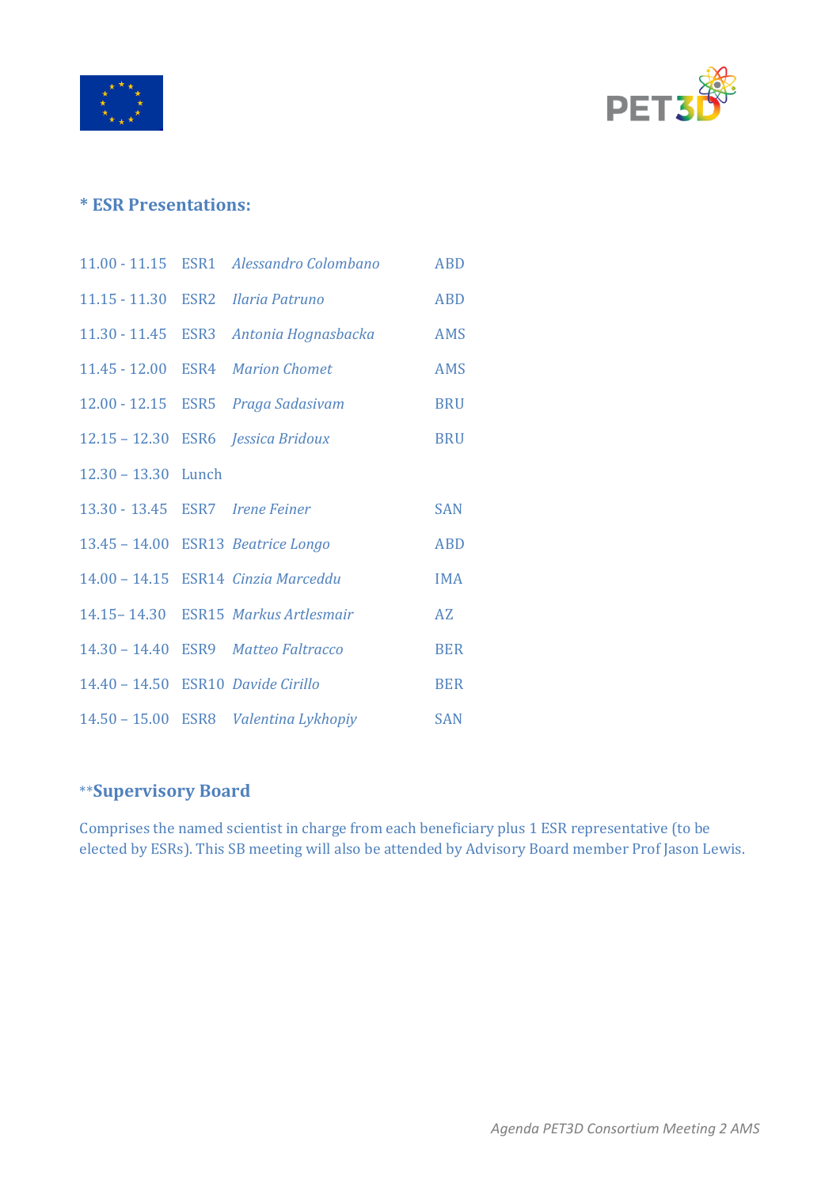## * ESR Presentations:

| | | | |
|---|---|---|---|
| 11.00 - 11.15 | ESR1 | *Alessandro Colombano* | ABD |
| 11.15 - 11.30 | ESR2 | *Ilaria Patruno* | ABD |
| 11.30 - 11.45 | ESR3 | *Antonia Hognasbacka* | AMS |
| 11.45 - 12.00 | ESR4 | *Marion Chomet* | AMS |
| 12.00 - 12.15 | ESR5 | *Praga Sadasivam* | BRU |
| 12.15 – 12.30 | ESR6 | *Jessica Bridoux* | BRU |
| 12.30 – 13.30 | Lunch | | |
| 13.30 - 13.45 | ESR7 | *Irene Feiner* | SAN |
| 13.45 – 14.00 | ESR13 | *Beatrice Longo* | ABD |
| 14.00 – 14.15 | ESR14 | *Cinzia Marceddu* | IMA |
| 14.15– 14.30 | ESR15 | *Markus Artlesmair* | AZ |
| 14.30 – 14.40 | ESR9 | *Matteo Faltracco* | BER |
| 14.40 – 14.50 | ESR10 | *Davide Cirillo* | BER |
| 14.50 – 15.00 | ESR8 | *Valentina Lykhopiy* | SAN |

## **Supervisory Board

Comprises the named scientist in charge from each beneficiary plus 1 ESR representative (to be elected by ESRs). This SB meeting will also be attended by Advisory Board member Prof Jason Lewis.